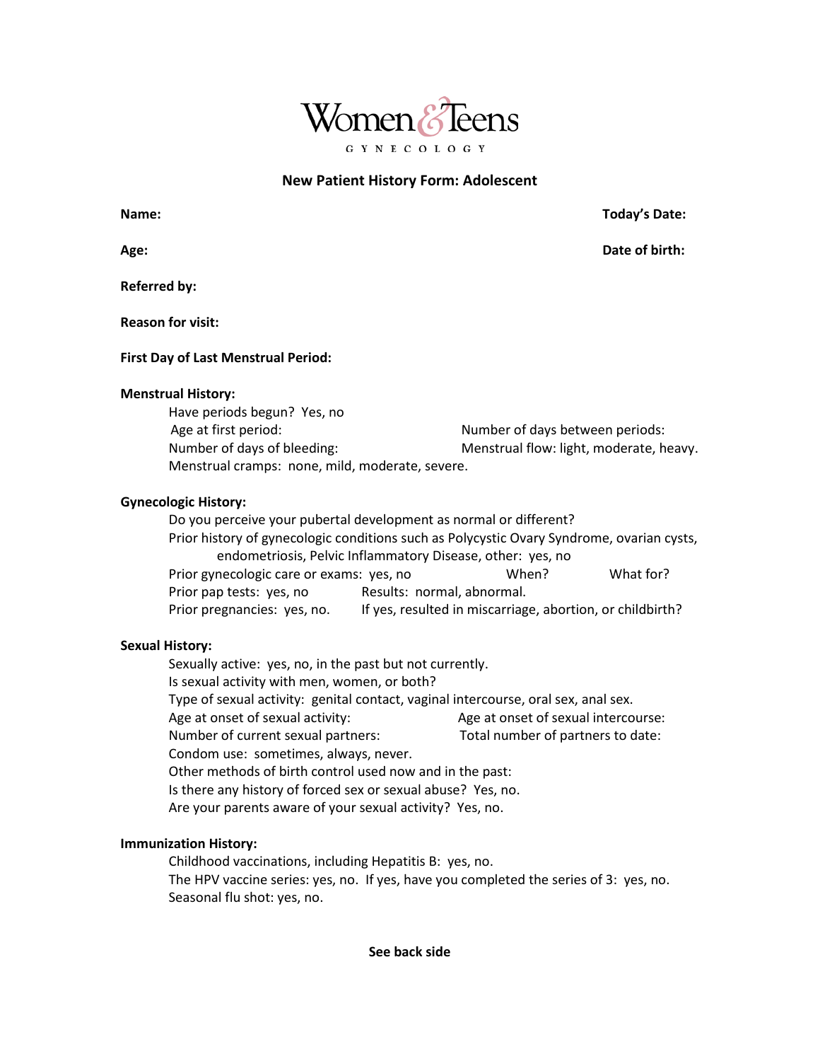# Women & Teens

GYNECOLOGY

## New Patient History Form: Adolescent

**Name:** **Today's Date:**

**Age:** **Date of birth:**

**Referred by:**

**Reason for visit:**

**First Day of Last Menstrual Period:**

**Menstrual History:**

Have periods begun? Yes, no
Age at first period: Number of days between periods:
Number of days of bleeding: Menstrual flow: light, moderate, heavy.
Menstrual cramps: none, mild, moderate, severe.

**Gynecologic History:**

Do you perceive your pubertal development as normal or different?
Prior history of gynecologic conditions such as Polycystic Ovary Syndrome, ovarian cysts, endometriosis, Pelvic Inflammatory Disease, other: yes, no
Prior gynecologic care or exams: yes, no When? What for?
Prior pap tests: yes, no Results: normal, abnormal.
Prior pregnancies: yes, no. If yes, resulted in miscarriage, abortion, or childbirth?

**Sexual History:**

Sexually active: yes, no, in the past but not currently.
Is sexual activity with men, women, or both?
Type of sexual activity: genital contact, vaginal intercourse, oral sex, anal sex.
Age at onset of sexual activity: Age at onset of sexual intercourse:
Number of current sexual partners: Total number of partners to date:
Condom use: sometimes, always, never.
Other methods of birth control used now and in the past:
Is there any history of forced sex or sexual abuse? Yes, no.
Are your parents aware of your sexual activity? Yes, no.

**Immunization History:**

Childhood vaccinations, including Hepatitis B: yes, no.
The HPV vaccine series: yes, no. If yes, have you completed the series of 3: yes, no.
Seasonal flu shot: yes, no.

**See back side**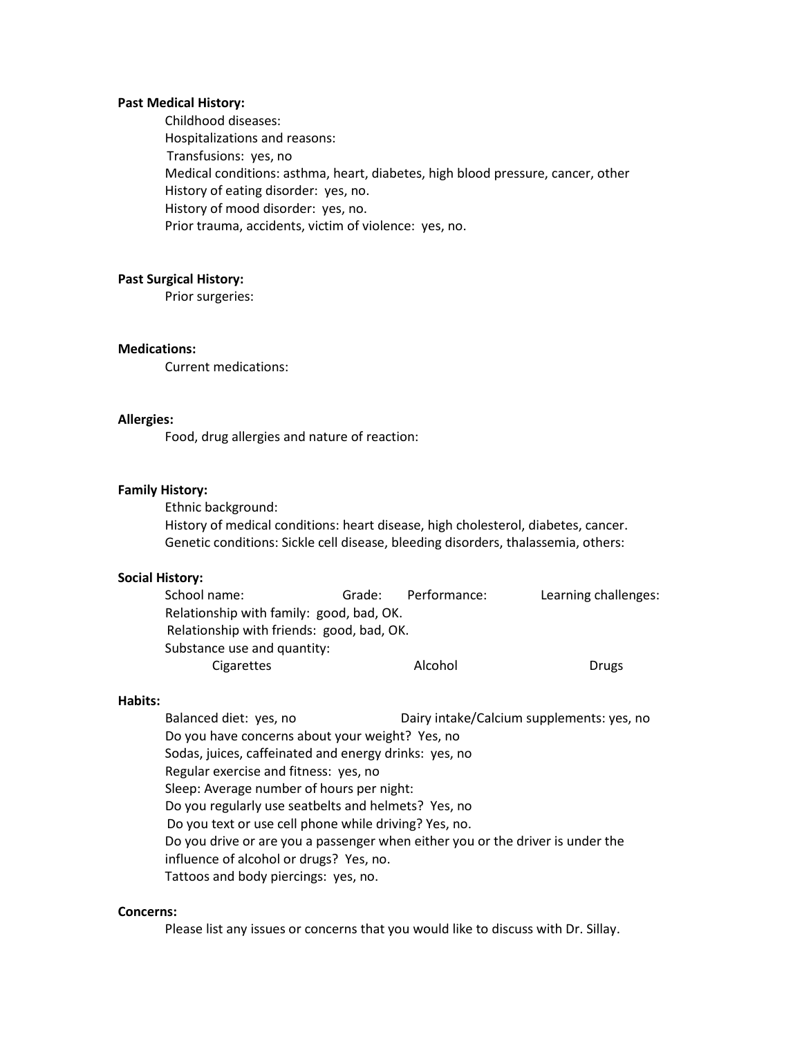**Past Medical History:**

Childhood diseases:
Hospitalizations and reasons:
Transfusions: yes, no
Medical conditions: asthma, heart, diabetes, high blood pressure, cancer, other
History of eating disorder: yes, no.
History of mood disorder: yes, no.
Prior trauma, accidents, victim of violence: yes, no.

**Past Surgical History:**

Prior surgeries:

**Medications:**

Current medications:

**Allergies:**

Food, drug allergies and nature of reaction:

**Family History:**

Ethnic background:
History of medical conditions: heart disease, high cholesterol, diabetes, cancer.
Genetic conditions: Sickle cell disease, bleeding disorders, thalassemia, others:

**Social History:**

School name: Grade: Performance: Learning challenges:
Relationship with family: good, bad, OK.
Relationship with friends: good, bad, OK.
Substance use and quantity:
Cigarettes Alcohol Drugs

**Habits:**

Balanced diet: yes, no Dairy intake/Calcium supplements: yes, no
Do you have concerns about your weight? Yes, no
Sodas, juices, caffeinated and energy drinks: yes, no
Regular exercise and fitness: yes, no
Sleep: Average number of hours per night:
Do you regularly use seatbelts and helmets? Yes, no
Do you text or use cell phone while driving? Yes, no.
Do you drive or are you a passenger when either you or the driver is under the influence of alcohol or drugs? Yes, no.
Tattoos and body piercings: yes, no.

**Concerns:**

Please list any issues or concerns that you would like to discuss with Dr. Sillay.